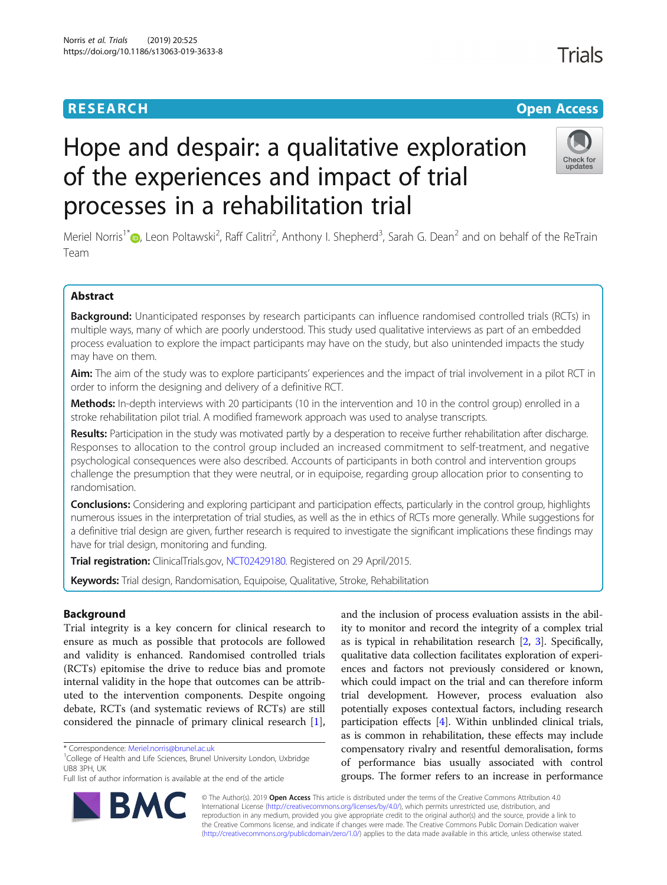RESEARCH | Open Access

# Hope and despair: a qualitative exploration of the experiences and impact of trial processes in a rehabilitation trial

Meriel Norris[1*], Leon Poltawski[2], Raff Calitri[2], Anthony I. Shepherd[3], Sarah G. Dean[2] and on behalf of the ReTrain Team

## Abstract

**Background:** Unanticipated responses by research participants can influence randomised controlled trials (RCTs) in multiple ways, many of which are poorly understood. This study used qualitative interviews as part of an embedded process evaluation to explore the impact participants may have on the study, but also unintended impacts the study may have on them.

**Aim:** The aim of the study was to explore participants' experiences and the impact of trial involvement in a pilot RCT in order to inform the designing and delivery of a definitive RCT.

**Methods:** In-depth interviews with 20 participants (10 in the intervention and 10 in the control group) enrolled in a stroke rehabilitation pilot trial. A modified framework approach was used to analyse transcripts.

**Results:** Participation in the study was motivated partly by a desperation to receive further rehabilitation after discharge. Responses to allocation to the control group included an increased commitment to self-treatment, and negative psychological consequences were also described. Accounts of participants in both control and intervention groups challenge the presumption that they were neutral, or in equipoise, regarding group allocation prior to consenting to randomisation.

**Conclusions:** Considering and exploring participant and participation effects, particularly in the control group, highlights numerous issues in the interpretation of trial studies, as well as the in ethics of RCTs more generally. While suggestions for a definitive trial design are given, further research is required to investigate the significant implications these findings may have for trial design, monitoring and funding.

**Trial registration:** ClinicalTrials.gov, NCT02429180. Registered on 29 April/2015.

**Keywords:** Trial design, Randomisation, Equipoise, Qualitative, Stroke, Rehabilitation

## Background

Trial integrity is a key concern for clinical research to ensure as much as possible that protocols are followed and validity is enhanced. Randomised controlled trials (RCTs) epitomise the drive to reduce bias and promote internal validity in the hope that outcomes can be attributed to the intervention components. Despite ongoing debate, RCTs (and systematic reviews of RCTs) are still considered the pinnacle of primary clinical research [1], and the inclusion of process evaluation assists in the ability to monitor and record the integrity of a complex trial as is typical in rehabilitation research [2, 3]. Specifically, qualitative data collection facilitates exploration of experiences and factors not previously considered or known, which could impact on the trial and can therefore inform trial development. However, process evaluation also potentially exposes contextual factors, including research participation effects [4]. Within unblinded clinical trials, as is common in rehabilitation, these effects may include compensatory rivalry and resentful demoralisation, forms of performance bias usually associated with control groups. The former refers to an increase in performance

\* Correspondence: Meriel.norris@brunel.ac.uk

[1]College of Health and Life Sciences, Brunel University London, Uxbridge UB8 3PH, UK

Full list of author information is available at the end of the article

© The Author(s). 2019 **Open Access** This article is distributed under the terms of the Creative Commons Attribution 4.0 International License (http://creativecommons.org/licenses/by/4.0/), which permits unrestricted use, distribution, and reproduction in any medium, provided you give appropriate credit to the original author(s) and the source, provide a link to the Creative Commons license, and indicate if changes were made. The Creative Commons Public Domain Dedication waiver (http://creativecommons.org/publicdomain/zero/1.0/) applies to the data made available in this article, unless otherwise stated.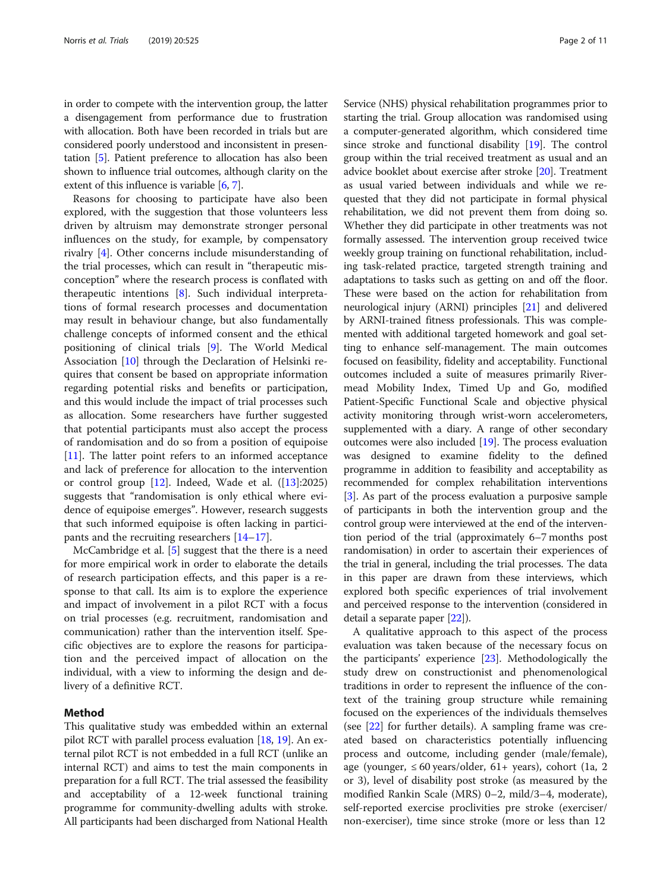in order to compete with the intervention group, the latter a disengagement from performance due to frustration with allocation. Both have been recorded in trials but are considered poorly understood and inconsistent in presentation [5]. Patient preference to allocation has also been shown to influence trial outcomes, although clarity on the extent of this influence is variable [6, 7].

Reasons for choosing to participate have also been explored, with the suggestion that those volunteers less driven by altruism may demonstrate stronger personal influences on the study, for example, by compensatory rivalry [4]. Other concerns include misunderstanding of the trial processes, which can result in "therapeutic misconception" where the research process is conflated with therapeutic intentions [8]. Such individual interpretations of formal research processes and documentation may result in behaviour change, but also fundamentally challenge concepts of informed consent and the ethical positioning of clinical trials [9]. The World Medical Association [10] through the Declaration of Helsinki requires that consent be based on appropriate information regarding potential risks and benefits or participation, and this would include the impact of trial processes such as allocation. Some researchers have further suggested that potential participants must also accept the process of randomisation and do so from a position of equipoise [11]. The latter point refers to an informed acceptance and lack of preference for allocation to the intervention or control group [12]. Indeed, Wade et al. ([13]:2025) suggests that "randomisation is only ethical where evidence of equipoise emerges". However, research suggests that such informed equipoise is often lacking in participants and the recruiting researchers [14–17].

McCambridge et al. [5] suggest that the there is a need for more empirical work in order to elaborate the details of research participation effects, and this paper is a response to that call. Its aim is to explore the experience and impact of involvement in a pilot RCT with a focus on trial processes (e.g. recruitment, randomisation and communication) rather than the intervention itself. Specific objectives are to explore the reasons for participation and the perceived impact of allocation on the individual, with a view to informing the design and delivery of a definitive RCT.

## Method

This qualitative study was embedded within an external pilot RCT with parallel process evaluation [18, 19]. An external pilot RCT is not embedded in a full RCT (unlike an internal RCT) and aims to test the main components in preparation for a full RCT. The trial assessed the feasibility and acceptability of a 12-week functional training programme for community-dwelling adults with stroke. All participants had been discharged from National Health Service (NHS) physical rehabilitation programmes prior to starting the trial. Group allocation was randomised using a computer-generated algorithm, which considered time since stroke and functional disability [19]. The control group within the trial received treatment as usual and an advice booklet about exercise after stroke [20]. Treatment as usual varied between individuals and while we requested that they did not participate in formal physical rehabilitation, we did not prevent them from doing so. Whether they did participate in other treatments was not formally assessed. The intervention group received twice weekly group training on functional rehabilitation, including task-related practice, targeted strength training and adaptations to tasks such as getting on and off the floor. These were based on the action for rehabilitation from neurological injury (ARNI) principles [21] and delivered by ARNI-trained fitness professionals. This was complemented with additional targeted homework and goal setting to enhance self-management. The main outcomes focused on feasibility, fidelity and acceptability. Functional outcomes included a suite of measures primarily Rivermead Mobility Index, Timed Up and Go, modified Patient-Specific Functional Scale and objective physical activity monitoring through wrist-worn accelerometers, supplemented with a diary. A range of other secondary outcomes were also included [19]. The process evaluation was designed to examine fidelity to the defined programme in addition to feasibility and acceptability as recommended for complex rehabilitation interventions [3]. As part of the process evaluation a purposive sample of participants in both the intervention group and the control group were interviewed at the end of the intervention period of the trial (approximately 6–7 months post randomisation) in order to ascertain their experiences of the trial in general, including the trial processes. The data in this paper are drawn from these interviews, which explored both specific experiences of trial involvement and perceived response to the intervention (considered in detail a separate paper [22]).

A qualitative approach to this aspect of the process evaluation was taken because of the necessary focus on the participants' experience [23]. Methodologically the study drew on constructionist and phenomenological traditions in order to represent the influence of the context of the training group structure while remaining focused on the experiences of the individuals themselves (see [22] for further details). A sampling frame was created based on characteristics potentially influencing process and outcome, including gender (male/female), age (younger, ≤ 60 years/older, 61+ years), cohort (1a, 2 or 3), level of disability post stroke (as measured by the modified Rankin Scale (MRS) 0–2, mild/3–4, moderate), self-reported exercise proclivities pre stroke (exerciser/non-exerciser), time since stroke (more or less than 12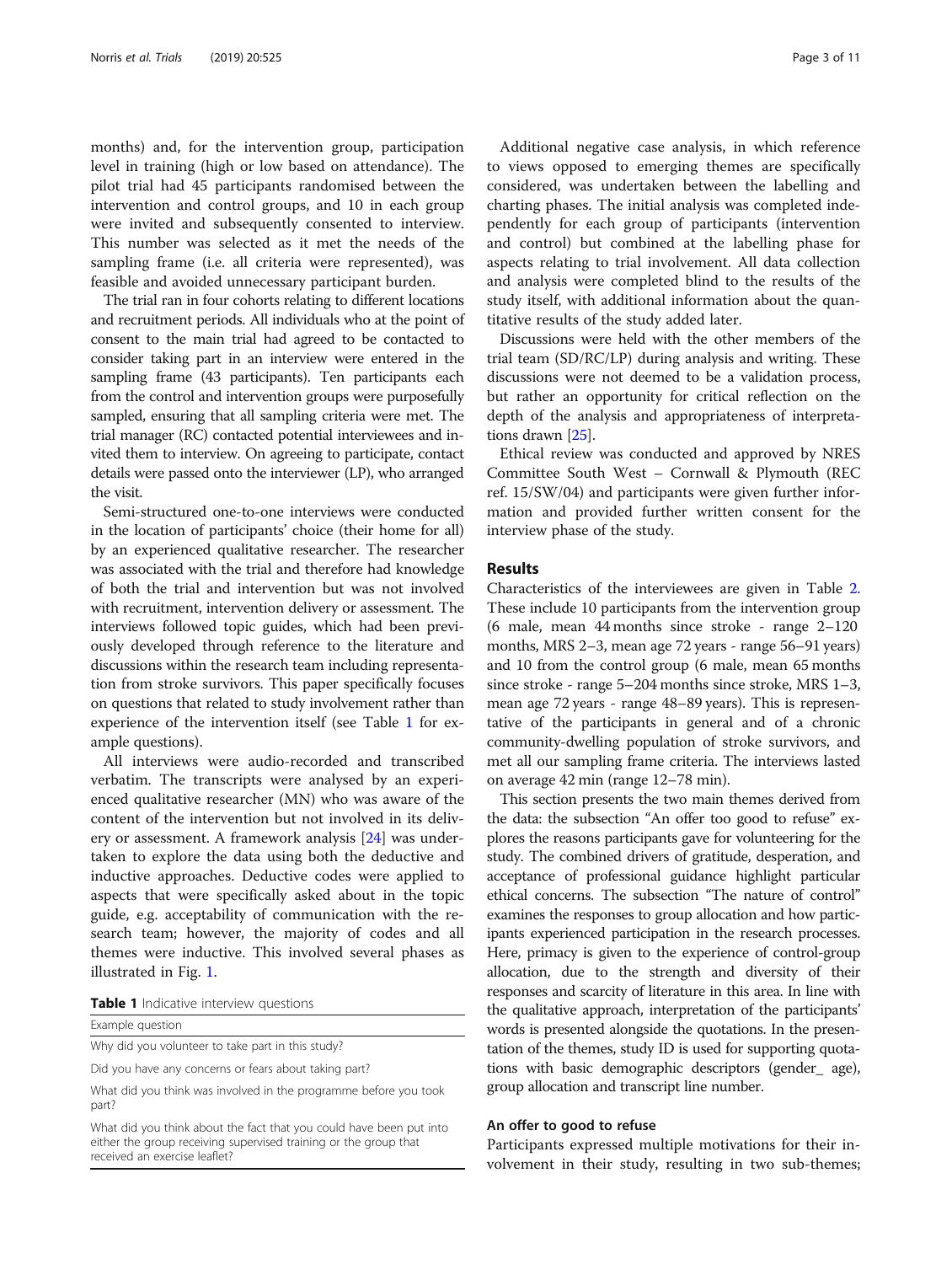months) and, for the intervention group, participation level in training (high or low based on attendance). The pilot trial had 45 participants randomised between the intervention and control groups, and 10 in each group were invited and subsequently consented to interview. This number was selected as it met the needs of the sampling frame (i.e. all criteria were represented), was feasible and avoided unnecessary participant burden.

The trial ran in four cohorts relating to different locations and recruitment periods. All individuals who at the point of consent to the main trial had agreed to be contacted to consider taking part in an interview were entered in the sampling frame (43 participants). Ten participants each from the control and intervention groups were purposefully sampled, ensuring that all sampling criteria were met. The trial manager (RC) contacted potential interviewees and invited them to interview. On agreeing to participate, contact details were passed onto the interviewer (LP), who arranged the visit.

Semi-structured one-to-one interviews were conducted in the location of participants' choice (their home for all) by an experienced qualitative researcher. The researcher was associated with the trial and therefore had knowledge of both the trial and intervention but was not involved with recruitment, intervention delivery or assessment. The interviews followed topic guides, which had been previously developed through reference to the literature and discussions within the research team including representation from stroke survivors. This paper specifically focuses on questions that related to study involvement rather than experience of the intervention itself (see Table 1 for example questions).

All interviews were audio-recorded and transcribed verbatim. The transcripts were analysed by an experienced qualitative researcher (MN) who was aware of the content of the intervention but not involved in its delivery or assessment. A framework analysis [24] was undertaken to explore the data using both the deductive and inductive approaches. Deductive codes were applied to aspects that were specifically asked about in the topic guide, e.g. acceptability of communication with the research team; however, the majority of codes and all themes were inductive. This involved several phases as illustrated in Fig. 1.

**Table 1** Indicative interview questions

| Example question |
|---|
| Why did you volunteer to take part in this study? |
| Did you have any concerns or fears about taking part? |
| What did you think was involved in the programme before you took part? |
| What did you think about the fact that you could have been put into either the group receiving supervised training or the group that received an exercise leaflet? |

Additional negative case analysis, in which reference to views opposed to emerging themes are specifically considered, was undertaken between the labelling and charting phases. The initial analysis was completed independently for each group of participants (intervention and control) but combined at the labelling phase for aspects relating to trial involvement. All data collection and analysis were completed blind to the results of the study itself, with additional information about the quantitative results of the study added later.

Discussions were held with the other members of the trial team (SD/RC/LP) during analysis and writing. These discussions were not deemed to be a validation process, but rather an opportunity for critical reflection on the depth of the analysis and appropriateness of interpretations drawn [25].

Ethical review was conducted and approved by NRES Committee South West – Cornwall & Plymouth (REC ref. 15/SW/04) and participants were given further information and provided further written consent for the interview phase of the study.

## Results

Characteristics of the interviewees are given in Table 2. These include 10 participants from the intervention group (6 male, mean 44 months since stroke - range 2–120 months, MRS 2–3, mean age 72 years - range 56–91 years) and 10 from the control group (6 male, mean 65 months since stroke - range 5–204 months since stroke, MRS 1–3, mean age 72 years - range 48–89 years). This is representative of the participants in general and of a chronic community-dwelling population of stroke survivors, and met all our sampling frame criteria. The interviews lasted on average 42 min (range 12–78 min).

This section presents the two main themes derived from the data: the subsection "An offer too good to refuse" explores the reasons participants gave for volunteering for the study. The combined drivers of gratitude, desperation, and acceptance of professional guidance highlight particular ethical concerns. The subsection "The nature of control" examines the responses to group allocation and how participants experienced participation in the research processes. Here, primacy is given to the experience of control-group allocation, due to the strength and diversity of their responses and scarcity of literature in this area. In line with the qualitative approach, interpretation of the participants' words is presented alongside the quotations. In the presentation of the themes, study ID is used for supporting quotations with basic demographic descriptors (gender_ age), group allocation and transcript line number.

### An offer to good to refuse

Participants expressed multiple motivations for their involvement in their study, resulting in two sub-themes;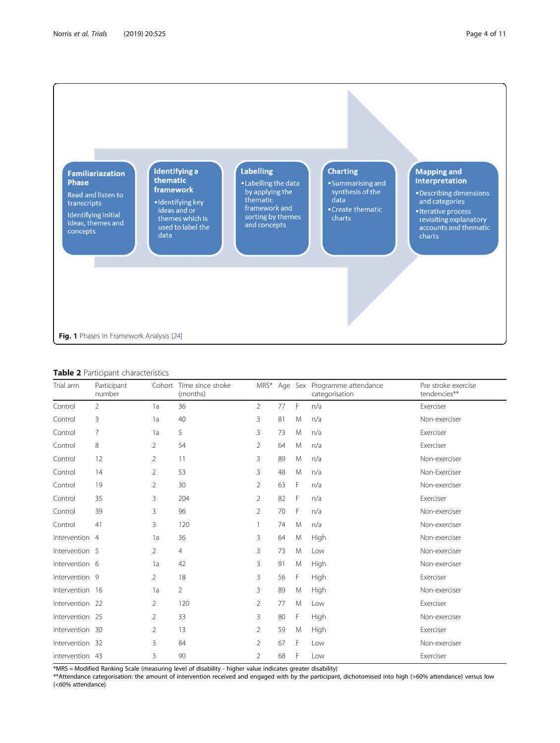**Familiarization Phase**

Read and listen to transcripts

Identifying initial ideas, themes and concepts

**Identifying a thematic framework**

- Identifying key ideas and or themes which is used to label the data

**Labelling**

- Labelling the data by applying the thematic framework and sorting by themes and concepts

**Charting**

- Summarising and synthesis of the data
- Create thematic charts

**Mapping and Interpretation**

- Describing dimensions and categories
- Iterative process revisiting explanatory accounts and thematic charts

**Fig. 1** Phases in Framework Analysis [24]

**Table 2** Participant characteristics

| Trial arm | Participant number | Cohort | Time since stroke (months) | MRS* | Age | Sex | Programme attendance categorisation | Pre stroke exercise tendencies** |
|---|---|---|---|---|---|---|---|---|
| Control | 2 | 1a | 36 | 2 | 77 | F | n/a | Exerciser |
| Control | 3 | 1a | 40 | 3 | 81 | M | n/a | Non-exerciser |
| Control | 7 | 1a | 5 | 3 | 73 | M | n/a | Exerciser |
| Control | 8 | 2 | 54 | 2 | 64 | M | n/a | Exerciser |
| Control | 12 | 2 | 11 | 3 | 89 | M | n/a | Non-exerciser |
| Control | 14 | 2 | 53 | 3 | 48 | M | n/a | Non-Exerciser |
| Control | 19 | 2 | 30 | 2 | 63 | F | n/a | Non-exerciser |
| Control | 35 | 3 | 204 | 2 | 82 | F | n/a | Exerciser |
| Control | 39 | 3 | 96 | 2 | 70 | F | n/a | Non-exerciser |
| Control | 41 | 3 | 120 | 1 | 74 | M | n/a | Non-exerciser |
| Intervention | 4 | 1a | 36 | 3 | 64 | M | High | Non-exerciser |
| Intervention | 5 | 2 | 4 | 3 | 73 | M | Low | Non-exerciser |
| Intervention | 6 | 1a | 42 | 3 | 91 | M | High | Non-exerciser |
| Intervention | 9 | 2 | 18 | 3 | 56 | F | High | Exerciser |
| Intervention | 16 | 1a | 2 | 3 | 89 | M | High | Non-exerciser |
| Intervention | 22 | 2 | 120 | 2 | 77 | M | Low | Exerciser |
| Intervention | 25 | 2 | 33 | 3 | 80 | F | High | Non-exerciser |
| Intervention | 30 | 2 | 13 | 2 | 59 | M | High | Exerciser |
| Intervention | 32 | 3 | 84 | 2 | 67 | F | Low | Non-exerciser |
| intervention | 43 | 3 | 90 | 2 | 68 | F | Low | Exerciser |

*MRS = Modified Ranking Scale (measuring level of disability - higher value indicates greater disability)
**Attendance categorisation: the amount of intervention received and engaged with by the participant, dichotomised into high (>60% attendance) versus low (<60% attendance)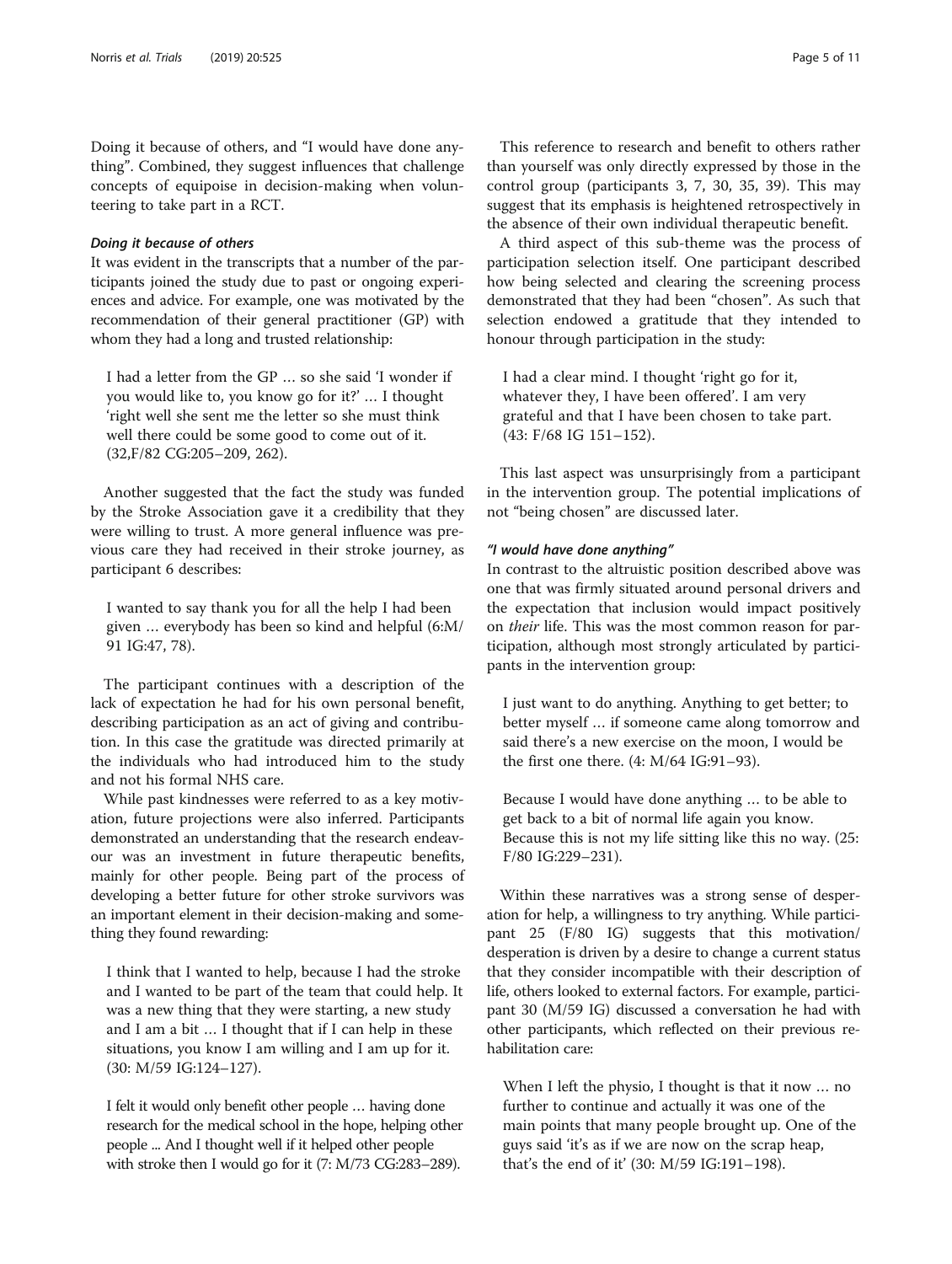Doing it because of others, and "I would have done anything". Combined, they suggest influences that challenge concepts of equipoise in decision-making when volunteering to take part in a RCT.

#### *Doing it because of others*

It was evident in the transcripts that a number of the participants joined the study due to past or ongoing experiences and advice. For example, one was motivated by the recommendation of their general practitioner (GP) with whom they had a long and trusted relationship:

> I had a letter from the GP … so she said 'I wonder if you would like to, you know go for it?' … I thought 'right well she sent me the letter so she must think well there could be some good to come out of it. (32,F/82 CG:205–209, 262).

Another suggested that the fact the study was funded by the Stroke Association gave it a credibility that they were willing to trust. A more general influence was previous care they had received in their stroke journey, as participant 6 describes:

> I wanted to say thank you for all the help I had been given … everybody has been so kind and helpful (6:M/91 IG:47, 78).

The participant continues with a description of the lack of expectation he had for his own personal benefit, describing participation as an act of giving and contribution. In this case the gratitude was directed primarily at the individuals who had introduced him to the study and not his formal NHS care.

While past kindnesses were referred to as a key motivation, future projections were also inferred. Participants demonstrated an understanding that the research endeavour was an investment in future therapeutic benefits, mainly for other people. Being part of the process of developing a better future for other stroke survivors was an important element in their decision-making and something they found rewarding:

> I think that I wanted to help, because I had the stroke and I wanted to be part of the team that could help. It was a new thing that they were starting, a new study and I am a bit … I thought that if I can help in these situations, you know I am willing and I am up for it. (30: M/59 IG:124–127).

> I felt it would only benefit other people … having done research for the medical school in the hope, helping other people ... And I thought well if it helped other people with stroke then I would go for it (7: M/73 CG:283–289).

This reference to research and benefit to others rather than yourself was only directly expressed by those in the control group (participants 3, 7, 30, 35, 39). This may suggest that its emphasis is heightened retrospectively in the absence of their own individual therapeutic benefit.

A third aspect of this sub-theme was the process of participation selection itself. One participant described how being selected and clearing the screening process demonstrated that they had been "chosen". As such that selection endowed a gratitude that they intended to honour through participation in the study:

> I had a clear mind. I thought 'right go for it, whatever they, I have been offered'. I am very grateful and that I have been chosen to take part. (43: F/68 IG 151–152).

This last aspect was unsurprisingly from a participant in the intervention group. The potential implications of not "being chosen" are discussed later.

#### *"I would have done anything"*

In contrast to the altruistic position described above was one that was firmly situated around personal drivers and the expectation that inclusion would impact positively on *their* life. This was the most common reason for participation, although most strongly articulated by participants in the intervention group:

> I just want to do anything. Anything to get better; to better myself … if someone came along tomorrow and said there's a new exercise on the moon, I would be the first one there. (4: M/64 IG:91–93).

> Because I would have done anything … to be able to get back to a bit of normal life again you know. Because this is not my life sitting like this no way. (25: F/80 IG:229–231).

Within these narratives was a strong sense of desperation for help, a willingness to try anything. While participant 25 (F/80 IG) suggests that this motivation/desperation is driven by a desire to change a current status that they consider incompatible with their description of life, others looked to external factors. For example, participant 30 (M/59 IG) discussed a conversation he had with other participants, which reflected on their previous rehabilitation care:

> When I left the physio, I thought is that it now … no further to continue and actually it was one of the main points that many people brought up. One of the guys said 'it's as if we are now on the scrap heap, that's the end of it' (30: M/59 IG:191–198).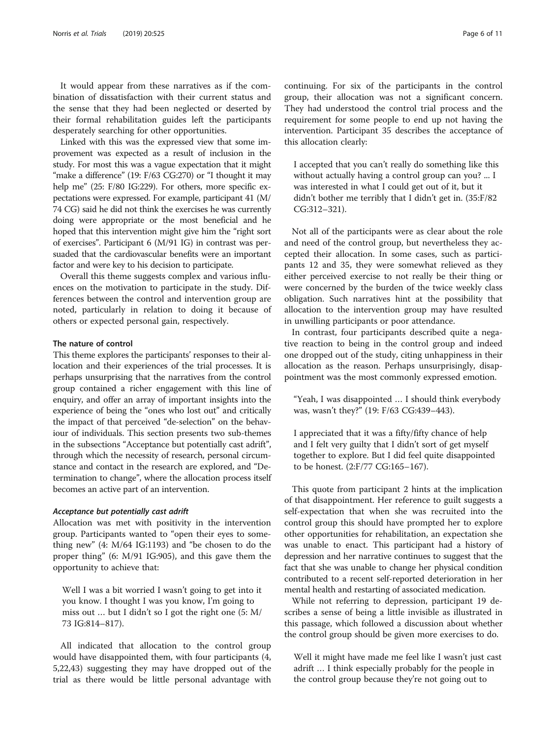It would appear from these narratives as if the combination of dissatisfaction with their current status and the sense that they had been neglected or deserted by their formal rehabilitation guides left the participants desperately searching for other opportunities.

Linked with this was the expressed view that some improvement was expected as a result of inclusion in the study. For most this was a vague expectation that it might "make a difference" (19: F/63 CG:270) or "I thought it may help me" (25: F/80 IG:229). For others, more specific expectations were expressed. For example, participant 41 (M/74 CG) said he did not think the exercises he was currently doing were appropriate or the most beneficial and he hoped that this intervention might give him the "right sort of exercises". Participant 6 (M/91 IG) in contrast was persuaded that the cardiovascular benefits were an important factor and were key to his decision to participate.

Overall this theme suggests complex and various influences on the motivation to participate in the study. Differences between the control and intervention group are noted, particularly in relation to doing it because of others or expected personal gain, respectively.

#### The nature of control

This theme explores the participants' responses to their allocation and their experiences of the trial processes. It is perhaps unsurprising that the narratives from the control group contained a richer engagement with this line of enquiry, and offer an array of important insights into the experience of being the "ones who lost out" and critically the impact of that perceived "de-selection" on the behaviour of individuals. This section presents two sub-themes in the subsections "Acceptance but potentially cast adrift", through which the necessity of research, personal circumstance and contact in the research are explored, and "Determination to change", where the allocation process itself becomes an active part of an intervention.

##### *Acceptance but potentially cast adrift*

Allocation was met with positivity in the intervention group. Participants wanted to "open their eyes to something new" (4: M/64 IG:1193) and "be chosen to do the proper thing" (6: M/91 IG:905), and this gave them the opportunity to achieve that:

> Well I was a bit worried I wasn't going to get into it you know. I thought I was you know, I'm going to miss out … but I didn't so I got the right one (5: M/73 IG:814–817).

All indicated that allocation to the control group would have disappointed them, with four participants (4, 5,22,43) suggesting they may have dropped out of the trial as there would be little personal advantage with continuing. For six of the participants in the control group, their allocation was not a significant concern. They had understood the control trial process and the requirement for some people to end up not having the intervention. Participant 35 describes the acceptance of this allocation clearly:

> I accepted that you can't really do something like this without actually having a control group can you? ... I was interested in what I could get out of it, but it didn't bother me terribly that I didn't get in. (35:F/82 CG:312–321).

Not all of the participants were as clear about the role and need of the control group, but nevertheless they accepted their allocation. In some cases, such as participants 12 and 35, they were somewhat relieved as they either perceived exercise to not really be their thing or were concerned by the burden of the twice weekly class obligation. Such narratives hint at the possibility that allocation to the intervention group may have resulted in unwilling participants or poor attendance.

In contrast, four participants described quite a negative reaction to being in the control group and indeed one dropped out of the study, citing unhappiness in their allocation as the reason. Perhaps unsurprisingly, disappointment was the most commonly expressed emotion.

> "Yeah, I was disappointed … I should think everybody was, wasn't they?" (19: F/63 CG:439–443).

> I appreciated that it was a fifty/fifty chance of help and I felt very guilty that I didn't sort of get myself together to explore. But I did feel quite disappointed to be honest. (2:F/77 CG:165–167).

This quote from participant 2 hints at the implication of that disappointment. Her reference to guilt suggests a self-expectation that when she was recruited into the control group this should have prompted her to explore other opportunities for rehabilitation, an expectation she was unable to enact. This participant had a history of depression and her narrative continues to suggest that the fact that she was unable to change her physical condition contributed to a recent self-reported deterioration in her mental health and restarting of associated medication.

While not referring to depression, participant 19 describes a sense of being a little invisible as illustrated in this passage, which followed a discussion about whether the control group should be given more exercises to do.

> Well it might have made me feel like I wasn't just cast adrift … I think especially probably for the people in the control group because they're not going out to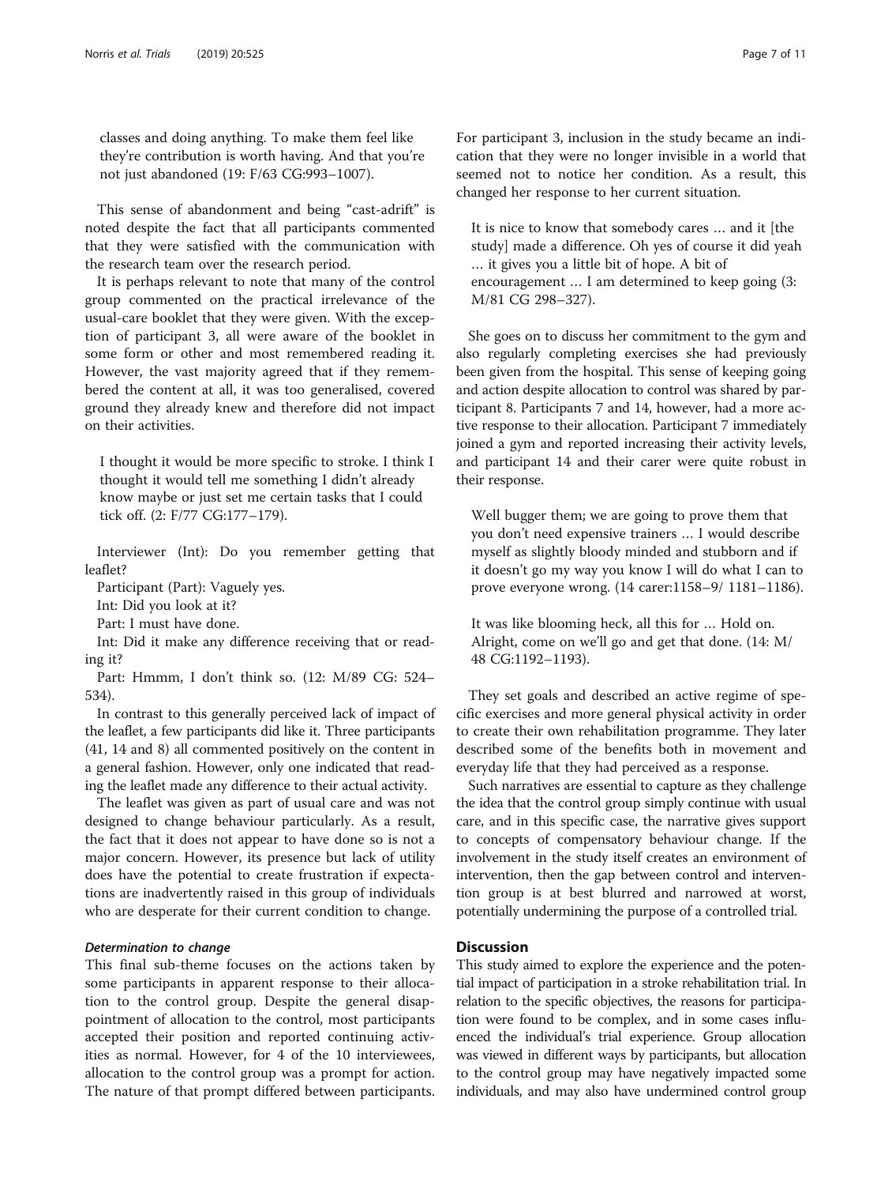> classes and doing anything. To make them feel like they're contribution is worth having. And that you're not just abandoned (19: F/63 CG:993–1007).

This sense of abandonment and being "cast-adrift" is noted despite the fact that all participants commented that they were satisfied with the communication with the research team over the research period.

It is perhaps relevant to note that many of the control group commented on the practical irrelevance of the usual-care booklet that they were given. With the exception of participant 3, all were aware of the booklet in some form or other and most remembered reading it. However, the vast majority agreed that if they remembered the content at all, it was too generalised, covered ground they already knew and therefore did not impact on their activities.

> I thought it would be more specific to stroke. I think I thought it would tell me something I didn't already know maybe or just set me certain tasks that I could tick off. (2: F/77 CG:177–179).

Interviewer (Int): Do you remember getting that leaflet?

Participant (Part): Vaguely yes.

Int: Did you look at it?

Part: I must have done.

Int: Did it make any difference receiving that or reading it?

Part: Hmmm, I don't think so. (12: M/89 CG: 524–534).

In contrast to this generally perceived lack of impact of the leaflet, a few participants did like it. Three participants (41, 14 and 8) all commented positively on the content in a general fashion. However, only one indicated that reading the leaflet made any difference to their actual activity.

The leaflet was given as part of usual care and was not designed to change behaviour particularly. As a result, the fact that it does not appear to have done so is not a major concern. However, its presence but lack of utility does have the potential to create frustration if expectations are inadvertently raised in this group of individuals who are desperate for their current condition to change.

#### *Determination to change*

This final sub-theme focuses on the actions taken by some participants in apparent response to their allocation to the control group. Despite the general disappointment of allocation to the control, most participants accepted their position and reported continuing activities as normal. However, for 4 of the 10 interviewees, allocation to the control group was a prompt for action. The nature of that prompt differed between participants. For participant 3, inclusion in the study became an indication that they were no longer invisible in a world that seemed not to notice her condition. As a result, this changed her response to her current situation.

> It is nice to know that somebody cares … and it [the study] made a difference. Oh yes of course it did yeah … it gives you a little bit of hope. A bit of encouragement … I am determined to keep going (3: M/81 CG 298–327).

She goes on to discuss her commitment to the gym and also regularly completing exercises she had previously been given from the hospital. This sense of keeping going and action despite allocation to control was shared by participant 8. Participants 7 and 14, however, had a more active response to their allocation. Participant 7 immediately joined a gym and reported increasing their activity levels, and participant 14 and their carer were quite robust in their response.

> Well bugger them; we are going to prove them that you don't need expensive trainers … I would describe myself as slightly bloody minded and stubborn and if it doesn't go my way you know I will do what I can to prove everyone wrong. (14 carer:1158–9/ 1181–1186).

> It was like blooming heck, all this for … Hold on. Alright, come on we'll go and get that done. (14: M/48 CG:1192–1193).

They set goals and described an active regime of specific exercises and more general physical activity in order to create their own rehabilitation programme. They later described some of the benefits both in movement and everyday life that they had perceived as a response.

Such narratives are essential to capture as they challenge the idea that the control group simply continue with usual care, and in this specific case, the narrative gives support to concepts of compensatory behaviour change. If the involvement in the study itself creates an environment of intervention, then the gap between control and intervention group is at best blurred and narrowed at worst, potentially undermining the purpose of a controlled trial.

## Discussion

This study aimed to explore the experience and the potential impact of participation in a stroke rehabilitation trial. In relation to the specific objectives, the reasons for participation were found to be complex, and in some cases influenced the individual's trial experience. Group allocation was viewed in different ways by participants, but allocation to the control group may have negatively impacted some individuals, and may also have undermined control group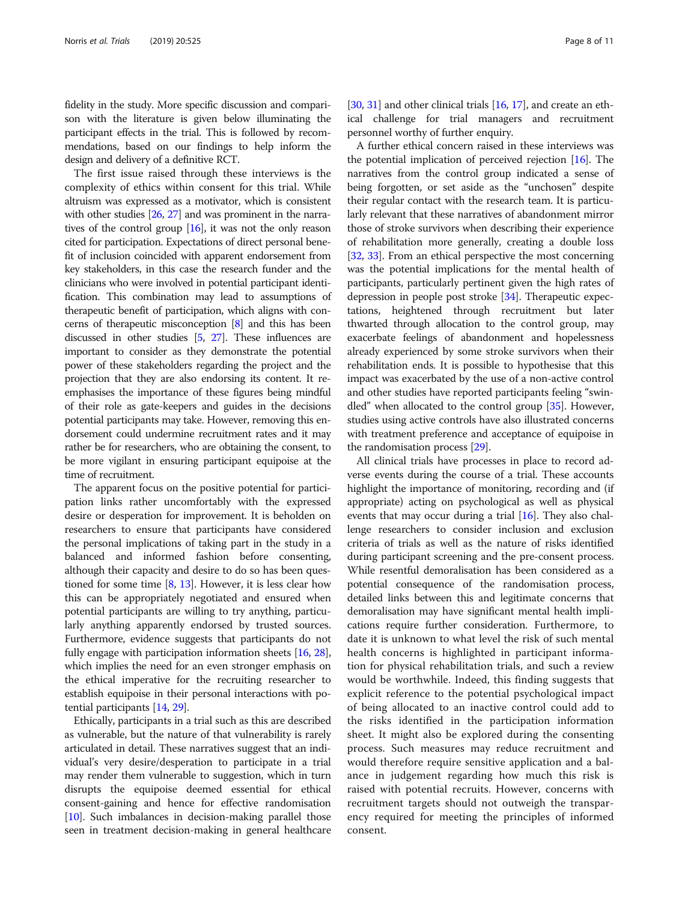fidelity in the study. More specific discussion and comparison with the literature is given below illuminating the participant effects in the trial. This is followed by recommendations, based on our findings to help inform the design and delivery of a definitive RCT.

The first issue raised through these interviews is the complexity of ethics within consent for this trial. While altruism was expressed as a motivator, which is consistent with other studies [26, 27] and was prominent in the narratives of the control group [16], it was not the only reason cited for participation. Expectations of direct personal benefit of inclusion coincided with apparent endorsement from key stakeholders, in this case the research funder and the clinicians who were involved in potential participant identification. This combination may lead to assumptions of therapeutic benefit of participation, which aligns with concerns of therapeutic misconception [8] and this has been discussed in other studies [5, 27]. These influences are important to consider as they demonstrate the potential power of these stakeholders regarding the project and the projection that they are also endorsing its content. It re-emphasises the importance of these figures being mindful of their role as gate-keepers and guides in the decisions potential participants may take. However, removing this endorsement could undermine recruitment rates and it may rather be for researchers, who are obtaining the consent, to be more vigilant in ensuring participant equipoise at the time of recruitment.

The apparent focus on the positive potential for participation links rather uncomfortably with the expressed desire or desperation for improvement. It is beholden on researchers to ensure that participants have considered the personal implications of taking part in the study in a balanced and informed fashion before consenting, although their capacity and desire to do so has been questioned for some time [8, 13]. However, it is less clear how this can be appropriately negotiated and ensured when potential participants are willing to try anything, particularly anything apparently endorsed by trusted sources. Furthermore, evidence suggests that participants do not fully engage with participation information sheets [16, 28], which implies the need for an even stronger emphasis on the ethical imperative for the recruiting researcher to establish equipoise in their personal interactions with potential participants [14, 29].

Ethically, participants in a trial such as this are described as vulnerable, but the nature of that vulnerability is rarely articulated in detail. These narratives suggest that an individual's very desire/desperation to participate in a trial may render them vulnerable to suggestion, which in turn disrupts the equipoise deemed essential for ethical consent-gaining and hence for effective randomisation [10]. Such imbalances in decision-making parallel those seen in treatment decision-making in general healthcare [30, 31] and other clinical trials [16, 17], and create an ethical challenge for trial managers and recruitment personnel worthy of further enquiry.

A further ethical concern raised in these interviews was the potential implication of perceived rejection [16]. The narratives from the control group indicated a sense of being forgotten, or set aside as the "unchosen" despite their regular contact with the research team. It is particularly relevant that these narratives of abandonment mirror those of stroke survivors when describing their experience of rehabilitation more generally, creating a double loss [32, 33]. From an ethical perspective the most concerning was the potential implications for the mental health of participants, particularly pertinent given the high rates of depression in people post stroke [34]. Therapeutic expectations, heightened through recruitment but later thwarted through allocation to the control group, may exacerbate feelings of abandonment and hopelessness already experienced by some stroke survivors when their rehabilitation ends. It is possible to hypothesise that this impact was exacerbated by the use of a non-active control and other studies have reported participants feeling "swindled" when allocated to the control group [35]. However, studies using active controls have also illustrated concerns with treatment preference and acceptance of equipoise in the randomisation process [29].

All clinical trials have processes in place to record adverse events during the course of a trial. These accounts highlight the importance of monitoring, recording and (if appropriate) acting on psychological as well as physical events that may occur during a trial [16]. They also challenge researchers to consider inclusion and exclusion criteria of trials as well as the nature of risks identified during participant screening and the pre-consent process. While resentful demoralisation has been considered as a potential consequence of the randomisation process, detailed links between this and legitimate concerns that demoralisation may have significant mental health implications require further consideration. Furthermore, to date it is unknown to what level the risk of such mental health concerns is highlighted in participant information for physical rehabilitation trials, and such a review would be worthwhile. Indeed, this finding suggests that explicit reference to the potential psychological impact of being allocated to an inactive control could add to the risks identified in the participation information sheet. It might also be explored during the consenting process. Such measures may reduce recruitment and would therefore require sensitive application and a balance in judgement regarding how much this risk is raised with potential recruits. However, concerns with recruitment targets should not outweigh the transparency required for meeting the principles of informed consent.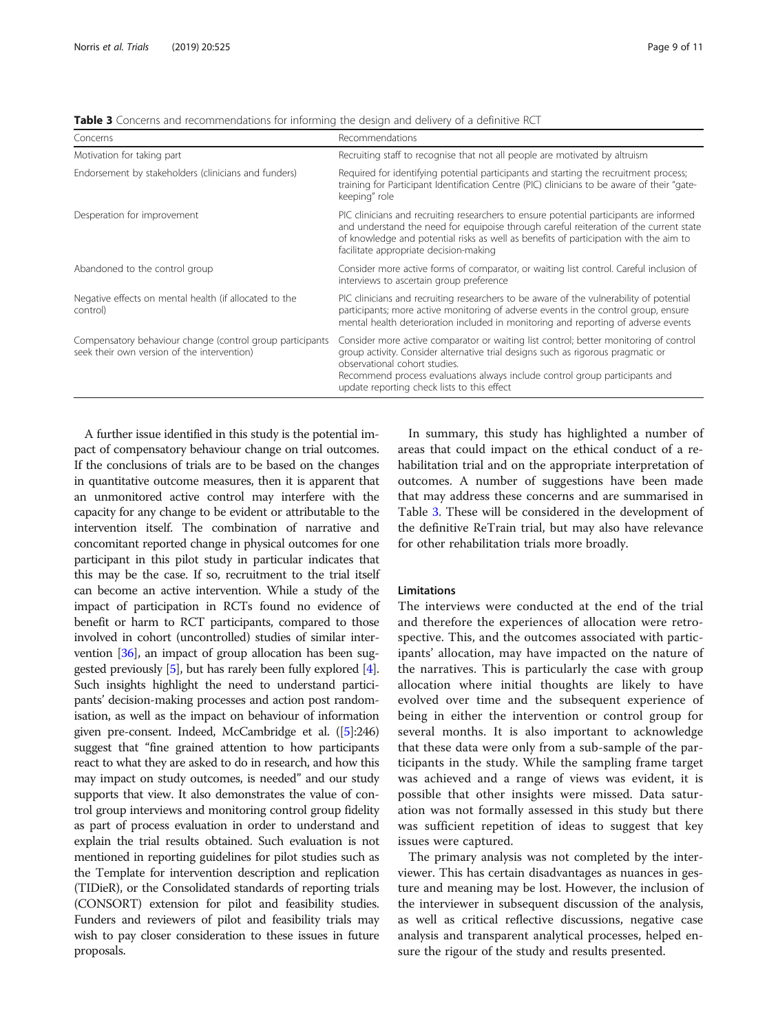**Table 3** Concerns and recommendations for informing the design and delivery of a definitive RCT

| Concerns | Recommendations |
| --- | --- |
| Motivation for taking part | Recruiting staff to recognise that not all people are motivated by altruism |
| Endorsement by stakeholders (clinicians and funders) | Required for identifying potential participants and starting the recruitment process; training for Participant Identification Centre (PIC) clinicians to be aware of their "gate-keeping" role |
| Desperation for improvement | PIC clinicians and recruiting researchers to ensure potential participants are informed and understand the need for equipoise through careful reiteration of the current state of knowledge and potential risks as well as benefits of participation with the aim to facilitate appropriate decision-making |
| Abandoned to the control group | Consider more active forms of comparator, or waiting list control. Careful inclusion of interviews to ascertain group preference |
| Negative effects on mental health (if allocated to the control) | PIC clinicians and recruiting researchers to be aware of the vulnerability of potential participants; more active monitoring of adverse events in the control group, ensure mental health deterioration included in monitoring and reporting of adverse events |
| Compensatory behaviour change (control group participants seek their own version of the intervention) | Consider more active comparator or waiting list control; better monitoring of control group activity. Consider alternative trial designs such as rigorous pragmatic or observational cohort studies. Recommend process evaluations always include control group participants and update reporting check lists to this effect |

A further issue identified in this study is the potential impact of compensatory behaviour change on trial outcomes. If the conclusions of trials are to be based on the changes in quantitative outcome measures, then it is apparent that an unmonitored active control may interfere with the capacity for any change to be evident or attributable to the intervention itself. The combination of narrative and concomitant reported change in physical outcomes for one participant in this pilot study in particular indicates that this may be the case. If so, recruitment to the trial itself can become an active intervention. While a study of the impact of participation in RCTs found no evidence of benefit or harm to RCT participants, compared to those involved in cohort (uncontrolled) studies of similar intervention [36], an impact of group allocation has been suggested previously [5], but has rarely been fully explored [4]. Such insights highlight the need to understand participants' decision-making processes and action post randomisation, as well as the impact on behaviour of information given pre-consent. Indeed, McCambridge et al. ([5]:246) suggest that "fine grained attention to how participants react to what they are asked to do in research, and how this may impact on study outcomes, is needed" and our study supports that view. It also demonstrates the value of control group interviews and monitoring control group fidelity as part of process evaluation in order to understand and explain the trial results obtained. Such evaluation is not mentioned in reporting guidelines for pilot studies such as the Template for intervention description and replication (TIDieR), or the Consolidated standards of reporting trials (CONSORT) extension for pilot and feasibility studies. Funders and reviewers of pilot and feasibility trials may wish to pay closer consideration to these issues in future proposals.

In summary, this study has highlighted a number of areas that could impact on the ethical conduct of a rehabilitation trial and on the appropriate interpretation of outcomes. A number of suggestions have been made that may address these concerns and are summarised in Table 3. These will be considered in the development of the definitive ReTrain trial, but may also have relevance for other rehabilitation trials more broadly.

## Limitations

The interviews were conducted at the end of the trial and therefore the experiences of allocation were retrospective. This, and the outcomes associated with participants' allocation, may have impacted on the nature of the narratives. This is particularly the case with group allocation where initial thoughts are likely to have evolved over time and the subsequent experience of being in either the intervention or control group for several months. It is also important to acknowledge that these data were only from a sub-sample of the participants in the study. While the sampling frame target was achieved and a range of views was evident, it is possible that other insights were missed. Data saturation was not formally assessed in this study but there was sufficient repetition of ideas to suggest that key issues were captured.

The primary analysis was not completed by the interviewer. This has certain disadvantages as nuances in gesture and meaning may be lost. However, the inclusion of the interviewer in subsequent discussion of the analysis, as well as critical reflective discussions, negative case analysis and transparent analytical processes, helped ensure the rigour of the study and results presented.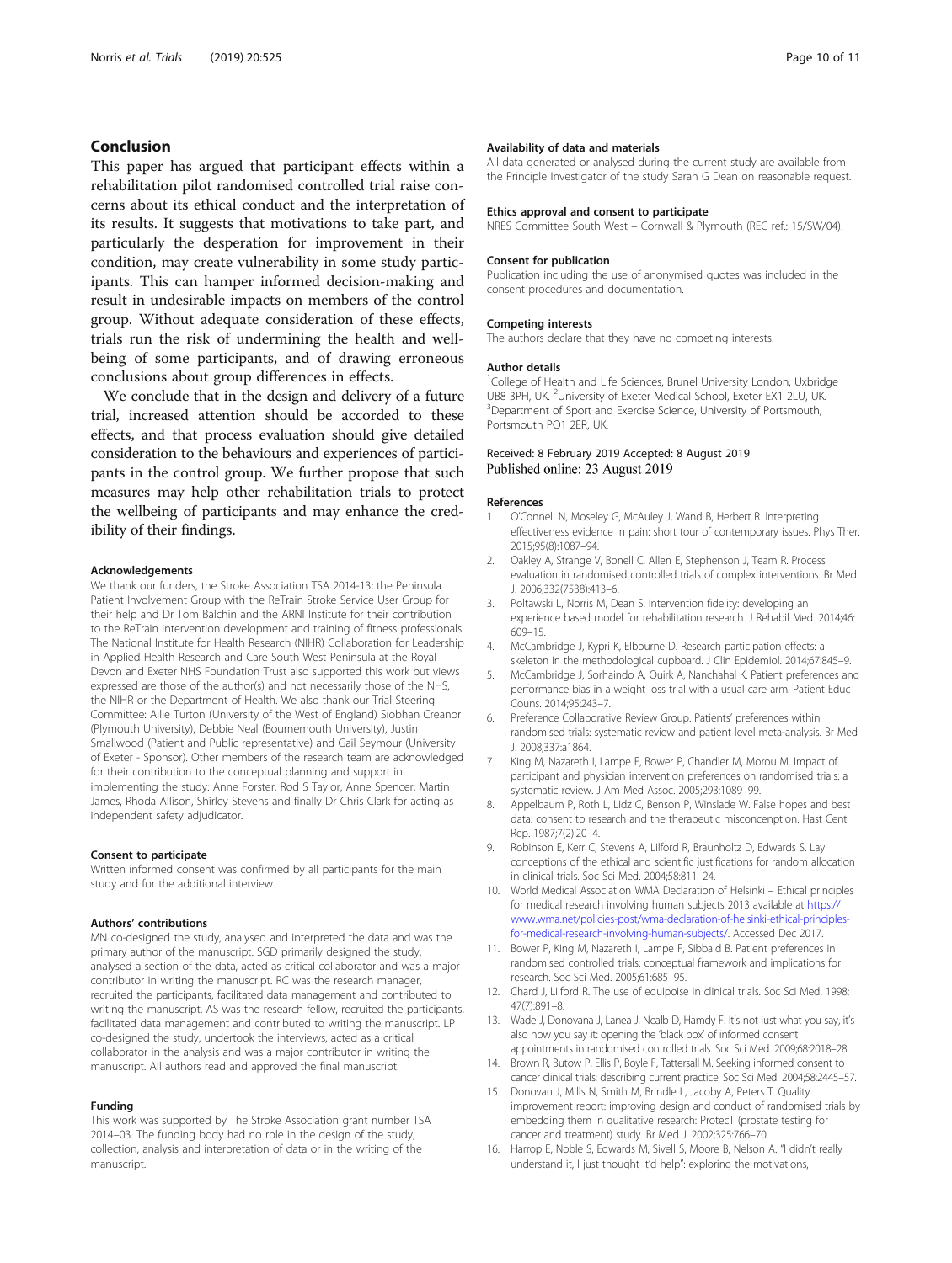## Conclusion

This paper has argued that participant effects within a rehabilitation pilot randomised controlled trial raise concerns about its ethical conduct and the interpretation of its results. It suggests that motivations to take part, and particularly the desperation for improvement in their condition, may create vulnerability in some study participants. This can hamper informed decision-making and result in undesirable impacts on members of the control group. Without adequate consideration of these effects, trials run the risk of undermining the health and wellbeing of some participants, and of drawing erroneous conclusions about group differences in effects.

We conclude that in the design and delivery of a future trial, increased attention should be accorded to these effects, and that process evaluation should give detailed consideration to the behaviours and experiences of participants in the control group. We further propose that such measures may help other rehabilitation trials to protect the wellbeing of participants and may enhance the credibility of their findings.

#### Acknowledgements

We thank our funders, the Stroke Association TSA 2014-13; the Peninsula Patient Involvement Group with the ReTrain Stroke Service User Group for their help and Dr Tom Balchin and the ARNI Institute for their contribution to the ReTrain intervention development and training of fitness professionals. The National Institute for Health Research (NIHR) Collaboration for Leadership in Applied Health Research and Care South West Peninsula at the Royal Devon and Exeter NHS Foundation Trust also supported this work but views expressed are those of the author(s) and not necessarily those of the NHS, the NIHR or the Department of Health. We also thank our Trial Steering Committee: Ailie Turton (University of the West of England) Siobhan Creanor (Plymouth University), Debbie Neal (Bournemouth University), Justin Smallwood (Patient and Public representative) and Gail Seymour (University of Exeter - Sponsor). Other members of the research team are acknowledged for their contribution to the conceptual planning and support in implementing the study: Anne Forster, Rod S Taylor, Anne Spencer, Martin James, Rhoda Allison, Shirley Stevens and finally Dr Chris Clark for acting as independent safety adjudicator.

#### Consent to participate

Written informed consent was confirmed by all participants for the main study and for the additional interview.

#### Authors' contributions

MN co-designed the study, analysed and interpreted the data and was the primary author of the manuscript. SGD primarily designed the study, analysed a section of the data, acted as critical collaborator and was a major contributor in writing the manuscript. RC was the research manager, recruited the participants, facilitated data management and contributed to writing the manuscript. AS was the research fellow, recruited the participants, facilitated data management and contributed to writing the manuscript. LP co-designed the study, undertook the interviews, acted as a critical collaborator in the analysis and was a major contributor in writing the manuscript. All authors read and approved the final manuscript.

#### Funding

This work was supported by The Stroke Association grant number TSA 2014–03. The funding body had no role in the design of the study, collection, analysis and interpretation of data or in the writing of the manuscript.

#### Availability of data and materials

All data generated or analysed during the current study are available from the Principle Investigator of the study Sarah G Dean on reasonable request.

#### Ethics approval and consent to participate

NRES Committee South West – Cornwall & Plymouth (REC ref.: 15/SW/04).

#### Consent for publication

Publication including the use of anonymised quotes was included in the consent procedures and documentation.

#### Competing interests

The authors declare that they have no competing interests.

#### Author details

[1]College of Health and Life Sciences, Brunel University London, Uxbridge UB8 3PH, UK. [2]University of Exeter Medical School, Exeter EX1 2LU, UK. [3]Department of Sport and Exercise Science, University of Portsmouth, Portsmouth PO1 2ER, UK.

Received: 8 February 2019 Accepted: 8 August 2019
Published online: 23 August 2019

#### References

1. O'Connell N, Moseley G, McAuley J, Wand B, Herbert R. Interpreting effectiveness evidence in pain: short tour of contemporary issues. Phys Ther. 2015;95(8):1087–94.
2. Oakley A, Strange V, Bonell C, Allen E, Stephenson J, Team R. Process evaluation in randomised controlled trials of complex interventions. Br Med J. 2006;332(7538):413–6.
3. Poltawski L, Norris M, Dean S. Intervention fidelity: developing an experience based model for rehabilitation research. J Rehabil Med. 2014;46:609–15.
4. McCambridge J, Kypri K, Elbourne D. Research participation effects: a skeleton in the methodological cupboard. J Clin Epidemiol. 2014;67:845–9.
5. McCambridge J, Sorhaindo A, Quirk A, Nanchahal K. Patient preferences and performance bias in a weight loss trial with a usual care arm. Patient Educ Couns. 2014;95:243–7.
6. Preference Collaborative Review Group. Patients' preferences within randomised trials: systematic review and patient level meta-analysis. Br Med J. 2008;337:a1864.
7. King M, Nazareth I, Lampe F, Bower P, Chandler M, Morou M. Impact of participant and physician intervention preferences on randomised trials: a systematic review. J Am Med Assoc. 2005;293:1089–99.
8. Appelbaum P, Roth L, Lidz C, Benson P, Winslade W. False hopes and best data: consent to research and the therapeutic misconception. Hast Cent Rep. 1987;7(2):20–4.
9. Robinson E, Kerr C, Stevens A, Lilford R, Braunholtz D, Edwards S. Lay conceptions of the ethical and scientific justifications for random allocation in clinical trials. Soc Sci Med. 2004;58:811–24.
10. World Medical Association WMA Declaration of Helsinki – Ethical principles for medical research involving human subjects 2013 available at https://www.wma.net/policies-post/wma-declaration-of-helsinki-ethical-principles-for-medical-research-involving-human-subjects/. Accessed Dec 2017.
11. Bower P, King M, Nazareth I, Lampe F, Sibbald B. Patient preferences in randomised controlled trials: conceptual framework and implications for research. Soc Sci Med. 2005;61:685–95.
12. Chard J, Lilford R. The use of equipoise in clinical trials. Soc Sci Med. 1998;47(7):891–8.
13. Wade J, Donovana J, Lanea J, Nealb D, Hamdy F. It's not just what you say, it's also how you say it: opening the 'black box' of informed consent appointments in randomised controlled trials. Soc Sci Med. 2009;68:2018–28.
14. Brown R, Butow P, Ellis P, Boyle F, Tattersall M. Seeking informed consent to cancer clinical trials: describing current practice. Soc Sci Med. 2004;58:2445–57.
15. Donovan J, Mills N, Smith M, Brindle L, Jacoby A, Peters T. Quality improvement report: improving design and conduct of randomised trials by embedding them in qualitative research: ProtecT (prostate testing for cancer and treatment) study. Br Med J. 2002;325:766–70.
16. Harrop E, Noble S, Edwards M, Sivell S, Moore B, Nelson A. "I didn't really understand it, I just thought it'd help": exploring the motivations,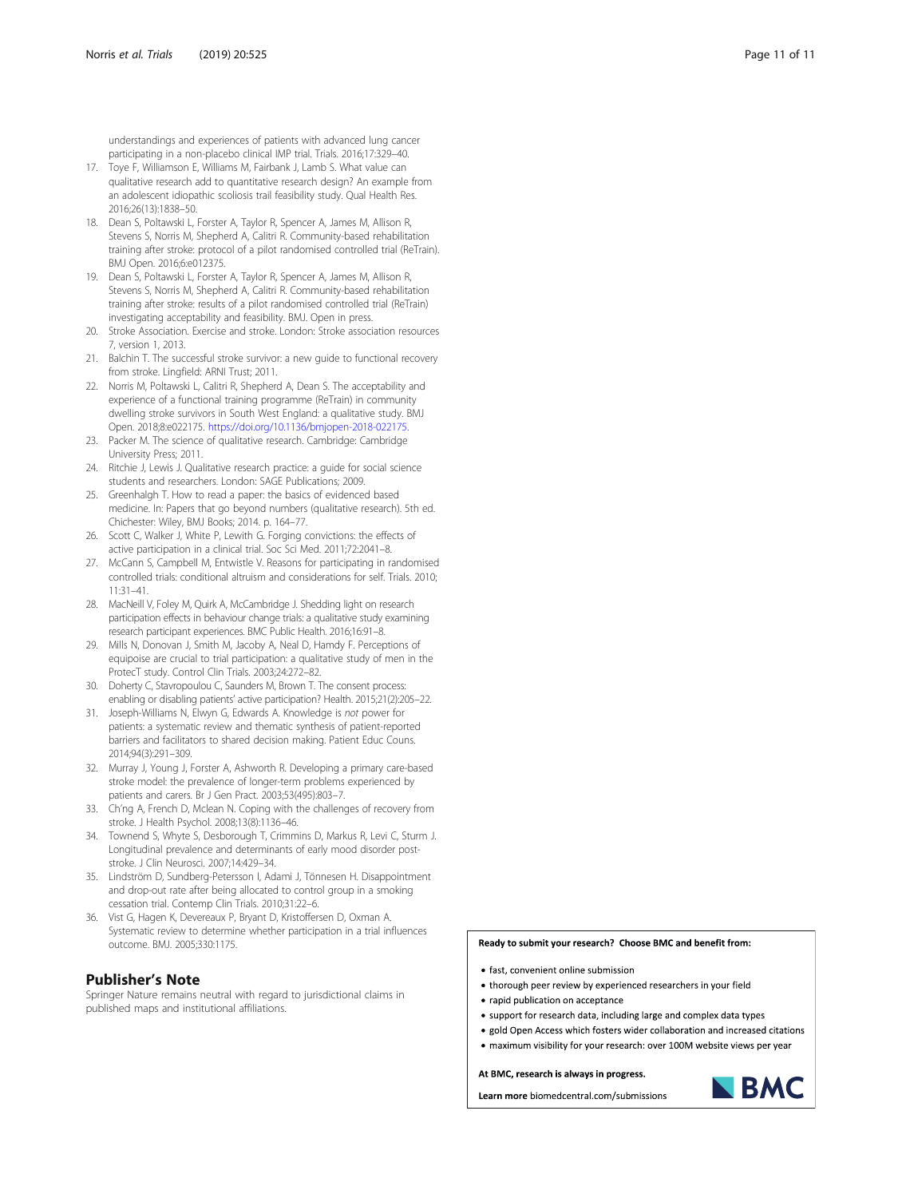understandings and experiences of patients with advanced lung cancer participating in a non-placebo clinical IMP trial. Trials. 2016;17:329–40.

17. Toye F, Williamson E, Williams M, Fairbank J, Lamb S. What value can qualitative research add to quantitative research design? An example from an adolescent idiopathic scoliosis trail feasibility study. Qual Health Res. 2016;26(13):1838–50.
18. Dean S, Poltawski L, Forster A, Taylor R, Spencer A, James M, Allison R, Stevens S, Norris M, Shepherd A, Calitri R. Community-based rehabilitation training after stroke: protocol of a pilot randomised controlled trial (ReTrain). BMJ Open. 2016;6:e012375.
19. Dean S, Poltawski L, Forster A, Taylor R, Spencer A, James M, Allison R, Stevens S, Norris M, Shepherd A, Calitri R. Community-based rehabilitation training after stroke: results of a pilot randomised controlled trial (ReTrain) investigating acceptability and feasibility. BMJ. Open in press.
20. Stroke Association. Exercise and stroke. London: Stroke association resources 7, version 1, 2013.
21. Balchin T. The successful stroke survivor: a new guide to functional recovery from stroke. Lingfield: ARNI Trust; 2011.
22. Norris M, Poltawski L, Calitri R, Shepherd A, Dean S. The acceptability and experience of a functional training programme (ReTrain) in community dwelling stroke survivors in South West England: a qualitative study. BMJ Open. 2018;8:e022175. https://doi.org/10.1136/bmjopen-2018-022175.
23. Packer M. The science of qualitative research. Cambridge: Cambridge University Press; 2011.
24. Ritchie J, Lewis J. Qualitative research practice: a guide for social science students and researchers. London: SAGE Publications; 2009.
25. Greenhalgh T. How to read a paper: the basics of evidenced based medicine. In: Papers that go beyond numbers (qualitative research). 5th ed. Chichester: Wiley, BMJ Books; 2014. p. 164–77.
26. Scott C, Walker J, White P, Lewith G. Forging convictions: the effects of active participation in a clinical trial. Soc Sci Med. 2011;72:2041–8.
27. McCann S, Campbell M, Entwistle V. Reasons for participating in randomised controlled trials: conditional altruism and considerations for self. Trials. 2010; 11:31–41.
28. MacNeill V, Foley M, Quirk A, McCambridge J. Shedding light on research participation effects in behaviour change trials: a qualitative study examining research participant experiences. BMC Public Health. 2016;16:91–8.
29. Mills N, Donovan J, Smith M, Jacoby A, Neal D, Hamdy F. Perceptions of equipoise are crucial to trial participation: a qualitative study of men in the ProtecT study. Control Clin Trials. 2003;24:272–82.
30. Doherty C, Stavropoulou C, Saunders M, Brown T. The consent process: enabling or disabling patients' active participation? Health. 2015;21(2):205–22.
31. Joseph-Williams N, Elwyn G, Edwards A. Knowledge is *not* power for patients: a systematic review and thematic synthesis of patient-reported barriers and facilitators to shared decision making. Patient Educ Couns. 2014;94(3):291–309.
32. Murray J, Young J, Forster A, Ashworth R. Developing a primary care-based stroke model: the prevalence of longer-term problems experienced by patients and carers. Br J Gen Pract. 2003;53(495):803–7.
33. Ch'ng A, French D, Mclean N. Coping with the challenges of recovery from stroke. J Health Psychol. 2008;13(8):1136–46.
34. Townend S, Whyte S, Desborough T, Crimmins D, Markus R, Levi C, Sturm J. Longitudinal prevalence and determinants of early mood disorder post-stroke. J Clin Neurosci. 2007;14:429–34.
35. Lindström D, Sundberg-Petersson I, Adami J, Tönnesen H. Disappointment and drop-out rate after being allocated to control group in a smoking cessation trial. Contemp Clin Trials. 2010;31:22–6.
36. Vist G, Hagen K, Devereaux P, Bryant D, Kristoffersen D, Oxman A. Systematic review to determine whether participation in a trial influences outcome. BMJ. 2005;330:1175.

## Publisher's Note

Springer Nature remains neutral with regard to jurisdictional claims in published maps and institutional affiliations.

**Ready to submit your research? Choose BMC and benefit from:**

- fast, convenient online submission
- thorough peer review by experienced researchers in your field
- rapid publication on acceptance
- support for research data, including large and complex data types
- gold Open Access which fosters wider collaboration and increased citations
- maximum visibility for your research: over 100M website views per year

**At BMC, research is always in progress.**

**Learn more** biomedcentral.com/submissions

BMC